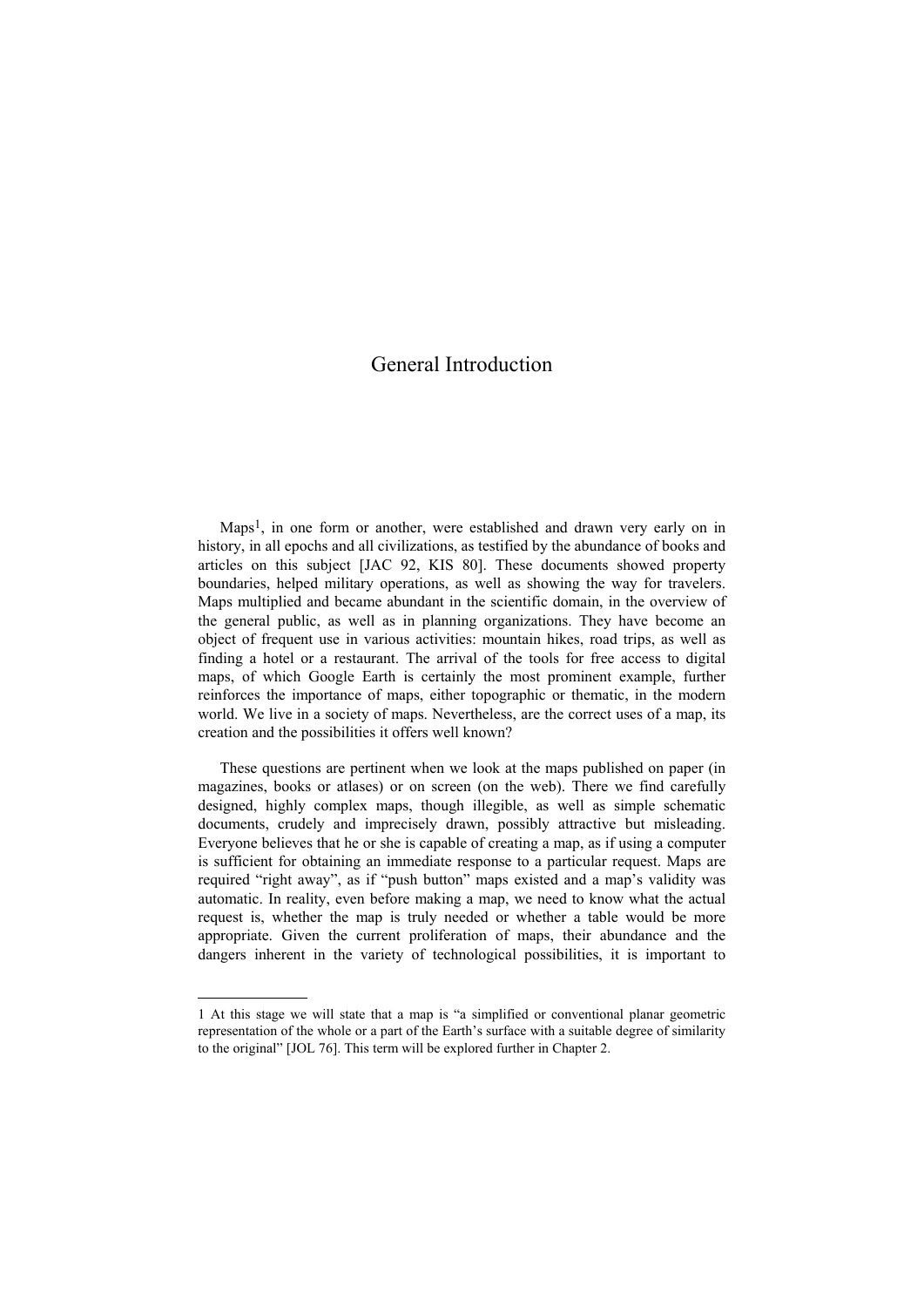# General Introduction

Maps[1], in one form or another, were established and drawn very early on in history, in all epochs and all civilizations, as testified by the abundance of books and articles on this subject [JAC 92, KIS 80]. These documents showed property boundaries, helped military operations, as well as showing the way for travelers. Maps multiplied and became abundant in the scientific domain, in the overview of the general public, as well as in planning organizations. They have become an object of frequent use in various activities: mountain hikes, road trips, as well as finding a hotel or a restaurant. The arrival of the tools for free access to digital maps, of which Google Earth is certainly the most prominent example, further reinforces the importance of maps, either topographic or thematic, in the modern world. We live in a society of maps. Nevertheless, are the correct uses of a map, its creation and the possibilities it offers well known?

These questions are pertinent when we look at the maps published on paper (in magazines, books or atlases) or on screen (on the web). There we find carefully designed, highly complex maps, though illegible, as well as simple schematic documents, crudely and imprecisely drawn, possibly attractive but misleading. Everyone believes that he or she is capable of creating a map, as if using a computer is sufficient for obtaining an immediate response to a particular request. Maps are required "right away", as if "push button" maps existed and a map's validity was automatic. In reality, even before making a map, we need to know what the actual request is, whether the map is truly needed or whether a table would be more appropriate. Given the current proliferation of maps, their abundance and the dangers inherent in the variety of technological possibilities, it is important to

---

1 At this stage we will state that a map is "a simplified or conventional planar geometric representation of the whole or a part of the Earth's surface with a suitable degree of similarity to the original" [JOL 76]. This term will be explored further in Chapter 2.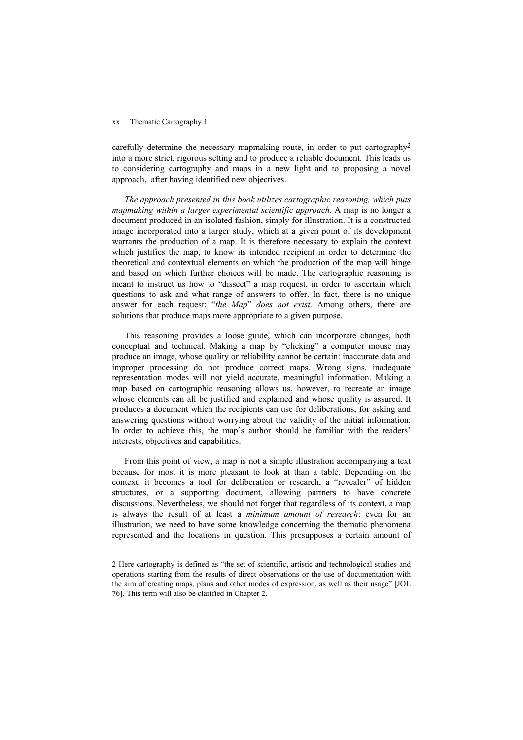carefully determine the necessary mapmaking route, in order to put cartography[2] into a more strict, rigorous setting and to produce a reliable document. This leads us to considering cartography and maps in a new light and to proposing a novel approach, after having identified new objectives.

*The approach presented in this book utilizes cartographic reasoning, which puts mapmaking within a larger experimental scientific approach.* A map is no longer a document produced in an isolated fashion, simply for illustration. It is a constructed image incorporated into a larger study, which at a given point of its development warrants the production of a map. It is therefore necessary to explain the context which justifies the map, to know its intended recipient in order to determine the theoretical and contextual elements on which the production of the map will hinge and based on which further choices will be made. The cartographic reasoning is meant to instruct us how to "dissect" a map request, in order to ascertain which questions to ask and what range of answers to offer. In fact, there is no unique answer for each request: "*the Map*" *does not exist*. Among others, there are solutions that produce maps more appropriate to a given purpose.

This reasoning provides a loose guide, which can incorporate changes, both conceptual and technical. Making a map by "clicking" a computer mouse may produce an image, whose quality or reliability cannot be certain: inaccurate data and improper processing do not produce correct maps. Wrong signs, inadequate representation modes will not yield accurate, meaningful information. Making a map based on cartographic reasoning allows us, however, to recreate an image whose elements can all be justified and explained and whose quality is assured. It produces a document which the recipients can use for deliberations, for asking and answering questions without worrying about the validity of the initial information. In order to achieve this, the map's author should be familiar with the readers' interests, objectives and capabilities.

From this point of view, a map is not a simple illustration accompanying a text because for most it is more pleasant to look at than a table. Depending on the context, it becomes a tool for deliberation or research, a "revealer" of hidden structures, or a supporting document, allowing partners to have concrete discussions. Nevertheless, we should not forget that regardless of its context, a map is always the result of at least a *minimum amount of research*: even for an illustration, we need to have some knowledge concerning the thematic phenomena represented and the locations in question. This presupposes a certain amount of

---

2 Here cartography is defined as "the set of scientific, artistic and technological studies and operations starting from the results of direct observations or the use of documentation with the aim of creating maps, plans and other modes of expression, as well as their usage" [JOL 76]. This term will also be clarified in Chapter 2.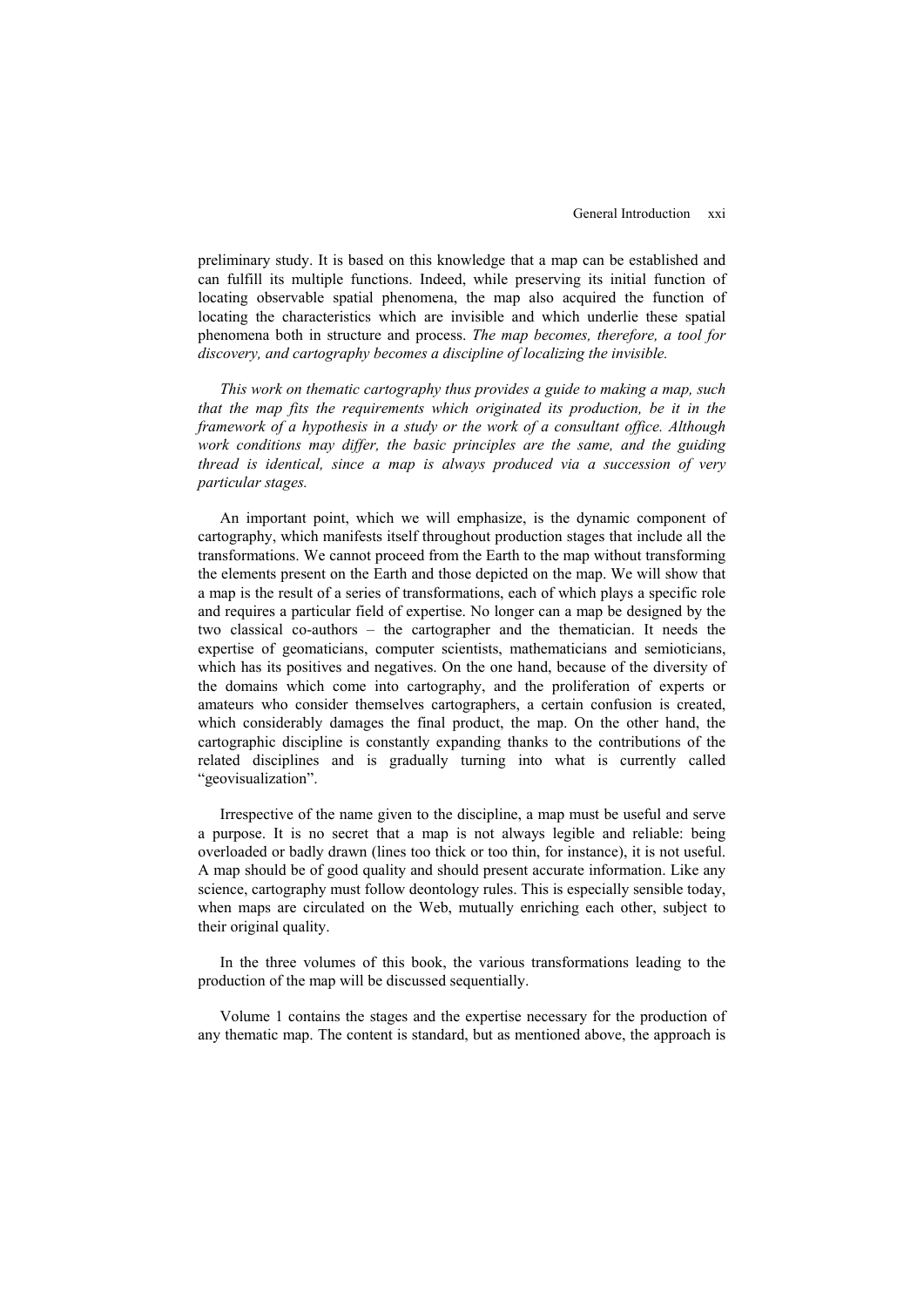preliminary study. It is based on this knowledge that a map can be established and can fulfill its multiple functions. Indeed, while preserving its initial function of locating observable spatial phenomena, the map also acquired the function of locating the characteristics which are invisible and which underlie these spatial phenomena both in structure and process. *The map becomes, therefore, a tool for discovery, and cartography becomes a discipline of localizing the invisible.*

*This work on thematic cartography thus provides a guide to making a map, such that the map fits the requirements which originated its production, be it in the framework of a hypothesis in a study or the work of a consultant office. Although work conditions may differ, the basic principles are the same, and the guiding thread is identical, since a map is always produced via a succession of very particular stages.*

An important point, which we will emphasize, is the dynamic component of cartography, which manifests itself throughout production stages that include all the transformations. We cannot proceed from the Earth to the map without transforming the elements present on the Earth and those depicted on the map. We will show that a map is the result of a series of transformations, each of which plays a specific role and requires a particular field of expertise. No longer can a map be designed by the two classical co-authors – the cartographer and the thematician. It needs the expertise of geomaticians, computer scientists, mathematicians and semioticians, which has its positives and negatives. On the one hand, because of the diversity of the domains which come into cartography, and the proliferation of experts or amateurs who consider themselves cartographers, a certain confusion is created, which considerably damages the final product, the map. On the other hand, the cartographic discipline is constantly expanding thanks to the contributions of the related disciplines and is gradually turning into what is currently called "geovisualization".

Irrespective of the name given to the discipline, a map must be useful and serve a purpose. It is no secret that a map is not always legible and reliable: being overloaded or badly drawn (lines too thick or too thin, for instance), it is not useful. A map should be of good quality and should present accurate information. Like any science, cartography must follow deontology rules. This is especially sensible today, when maps are circulated on the Web, mutually enriching each other, subject to their original quality.

In the three volumes of this book, the various transformations leading to the production of the map will be discussed sequentially.

Volume 1 contains the stages and the expertise necessary for the production of any thematic map. The content is standard, but as mentioned above, the approach is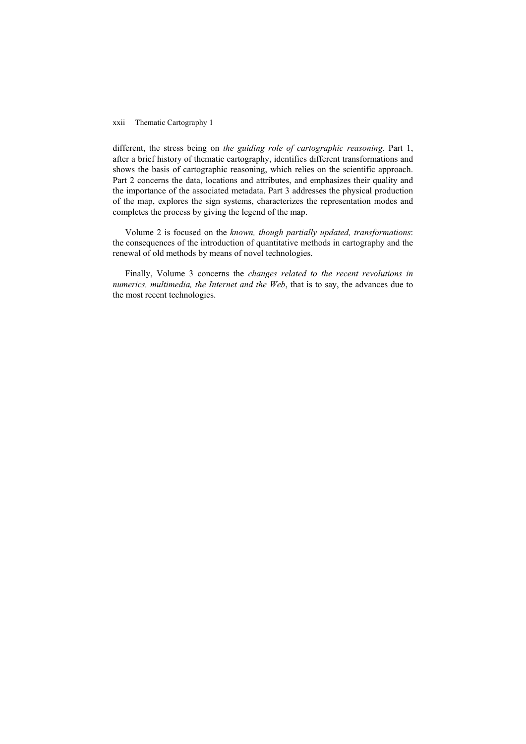different, the stress being on *the guiding role of cartographic reasoning*. Part 1, after a brief history of thematic cartography, identifies different transformations and shows the basis of cartographic reasoning, which relies on the scientific approach. Part 2 concerns the data, locations and attributes, and emphasizes their quality and the importance of the associated metadata. Part 3 addresses the physical production of the map, explores the sign systems, characterizes the representation modes and completes the process by giving the legend of the map.

Volume 2 is focused on the *known, though partially updated, transformations*: the consequences of the introduction of quantitative methods in cartography and the renewal of old methods by means of novel technologies.

Finally, Volume 3 concerns the *changes related to the recent revolutions in numerics, multimedia, the Internet and the Web*, that is to say, the advances due to the most recent technologies.